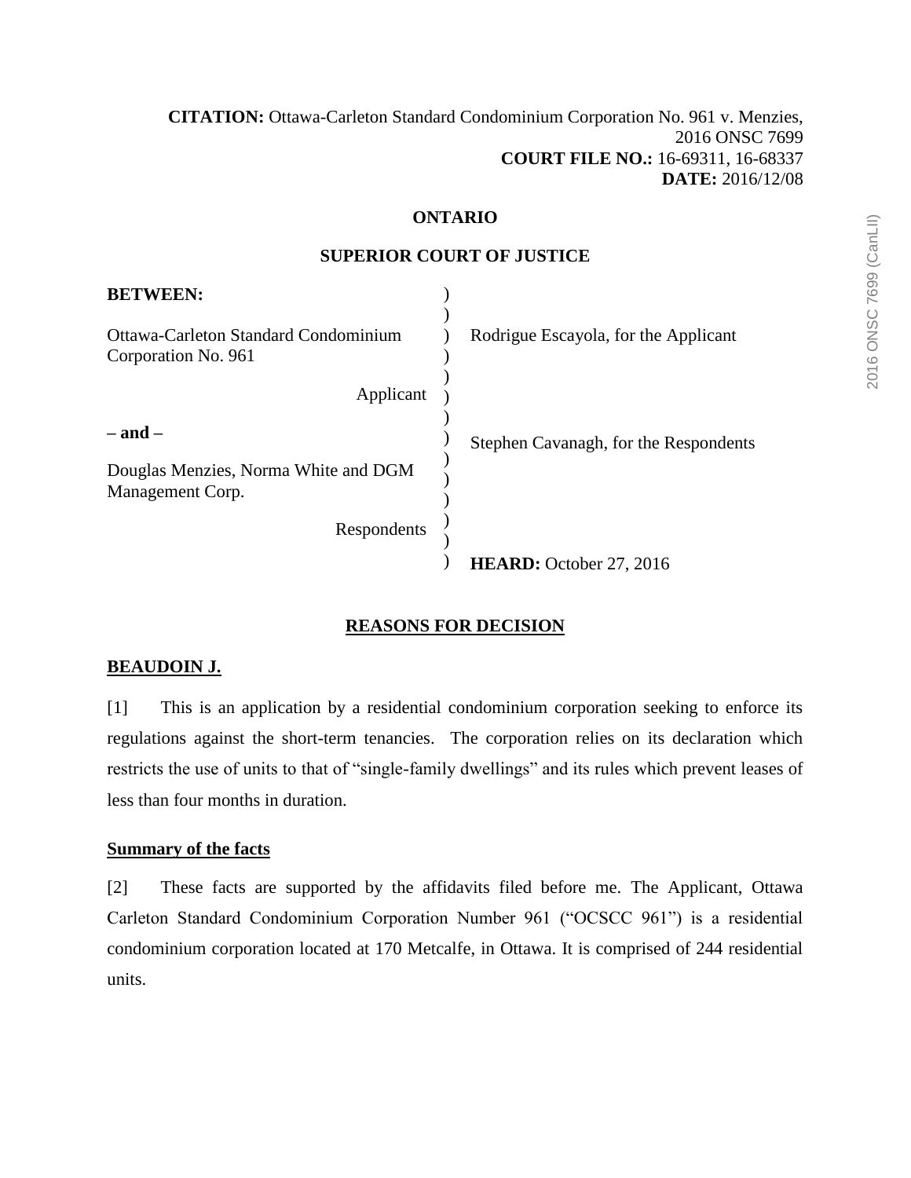**CITATION:** Ottawa-Carleton Standard Condominium Corporation No. 961 v. Menzies, 2016 ONSC 7699
**COURT FILE NO.:** 16-69311, 16-68337
**DATE:** 2016/12/08

**ONTARIO**

**SUPERIOR COURT OF JUSTICE**

| **BETWEEN:** | |
|---|---|
| Ottawa-Carleton Standard Condominium Corporation No. 961<br><br>Applicant | Rodrigue Escayola, for the Applicant |
| **– and –** | |
| Douglas Menzies, Norma White and DGM Management Corp.<br><br>Respondents | Stephen Cavanagh, for the Respondents |
| | **HEARD:** October 27, 2016 |

## REASONS FOR DECISION

**BEAUDOIN J.**

[1] This is an application by a residential condominium corporation seeking to enforce its regulations against the short-term tenancies. The corporation relies on its declaration which restricts the use of units to that of "single-family dwellings" and its rules which prevent leases of less than four months in duration.

### Summary of the facts

[2] These facts are supported by the affidavits filed before me. The Applicant, Ottawa Carleton Standard Condominium Corporation Number 961 ("OCSCC 961") is a residential condominium corporation located at 170 Metcalfe, in Ottawa. It is comprised of 244 residential units.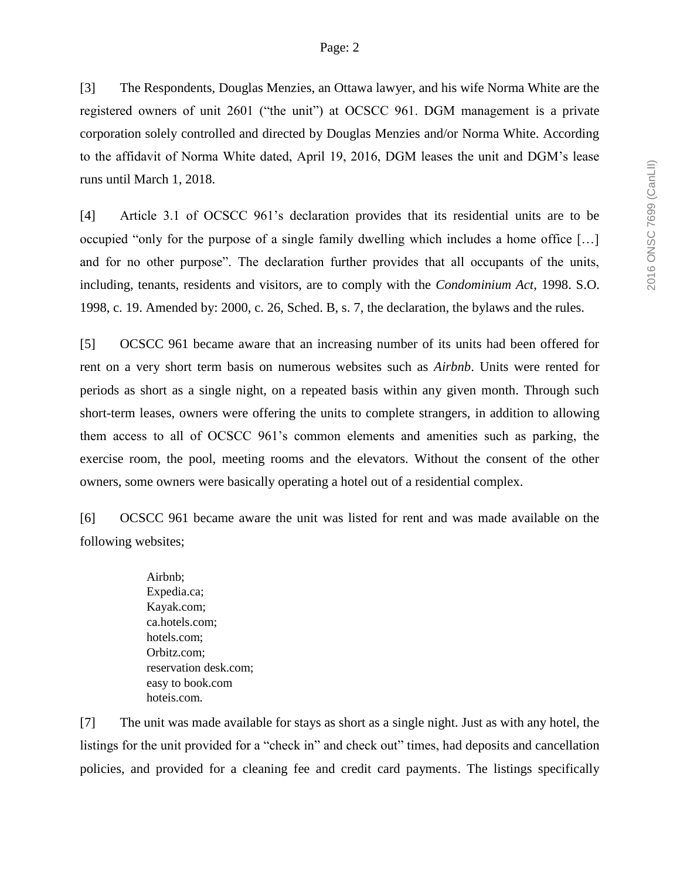[3] The Respondents, Douglas Menzies, an Ottawa lawyer, and his wife Norma White are the registered owners of unit 2601 ("the unit") at OCSCC 961. DGM management is a private corporation solely controlled and directed by Douglas Menzies and/or Norma White. According to the affidavit of Norma White dated, April 19, 2016, DGM leases the unit and DGM's lease runs until March 1, 2018.

[4] Article 3.1 of OCSCC 961's declaration provides that its residential units are to be occupied "only for the purpose of a single family dwelling which includes a home office […] and for no other purpose". The declaration further provides that all occupants of the units, including, tenants, residents and visitors, are to comply with the *Condominium Act*, 1998. S.O. 1998, c. 19. Amended by: 2000, c. 26, Sched. B, s. 7, the declaration, the bylaws and the rules.

[5] OCSCC 961 became aware that an increasing number of its units had been offered for rent on a very short term basis on numerous websites such as *Airbnb*. Units were rented for periods as short as a single night, on a repeated basis within any given month. Through such short-term leases, owners were offering the units to complete strangers, in addition to allowing them access to all of OCSCC 961's common elements and amenities such as parking, the exercise room, the pool, meeting rooms and the elevators. Without the consent of the other owners, some owners were basically operating a hotel out of a residential complex.

[6] OCSCC 961 became aware the unit was listed for rent and was made available on the following websites;

> Airbnb;
> Expedia.ca;
> Kayak.com;
> ca.hotels.com;
> hotels.com;
> Orbitz.com;
> reservation desk.com;
> easy to book.com
> hoteis.com.

[7] The unit was made available for stays as short as a single night. Just as with any hotel, the listings for the unit provided for a "check in" and check out" times, had deposits and cancellation policies, and provided for a cleaning fee and credit card payments. The listings specifically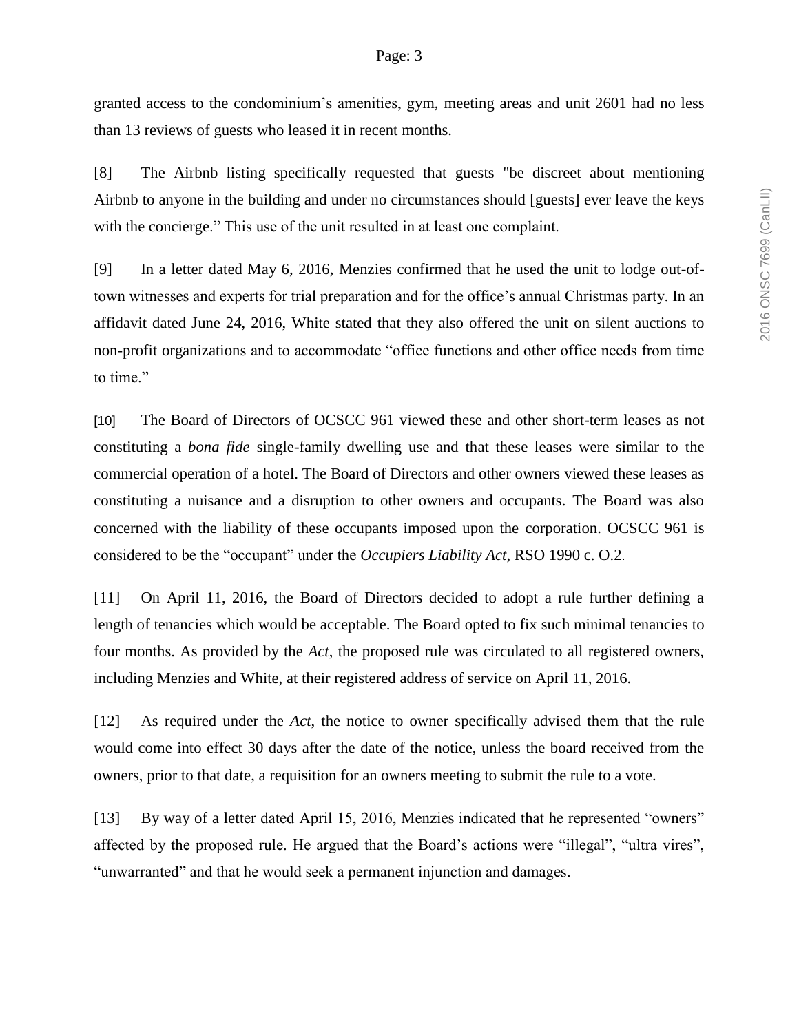granted access to the condominium's amenities, gym, meeting areas and unit 2601 had no less than 13 reviews of guests who leased it in recent months.

[8] The Airbnb listing specifically requested that guests "be discreet about mentioning Airbnb to anyone in the building and under no circumstances should [guests] ever leave the keys with the concierge." This use of the unit resulted in at least one complaint.

[9] In a letter dated May 6, 2016, Menzies confirmed that he used the unit to lodge out-of-town witnesses and experts for trial preparation and for the office's annual Christmas party. In an affidavit dated June 24, 2016, White stated that they also offered the unit on silent auctions to non-profit organizations and to accommodate "office functions and other office needs from time to time."

[10] The Board of Directors of OCSCC 961 viewed these and other short-term leases as not constituting a *bona fide* single-family dwelling use and that these leases were similar to the commercial operation of a hotel. The Board of Directors and other owners viewed these leases as constituting a nuisance and a disruption to other owners and occupants. The Board was also concerned with the liability of these occupants imposed upon the corporation. OCSCC 961 is considered to be the "occupant" under the *Occupiers Liability Act*, RSO 1990 c. O.2.

[11] On April 11, 2016, the Board of Directors decided to adopt a rule further defining a length of tenancies which would be acceptable. The Board opted to fix such minimal tenancies to four months. As provided by the *Act*, the proposed rule was circulated to all registered owners, including Menzies and White, at their registered address of service on April 11, 2016.

[12] As required under the *Act*, the notice to owner specifically advised them that the rule would come into effect 30 days after the date of the notice, unless the board received from the owners, prior to that date, a requisition for an owners meeting to submit the rule to a vote.

[13] By way of a letter dated April 15, 2016, Menzies indicated that he represented "owners" affected by the proposed rule. He argued that the Board's actions were "illegal", "ultra vires", "unwarranted" and that he would seek a permanent injunction and damages.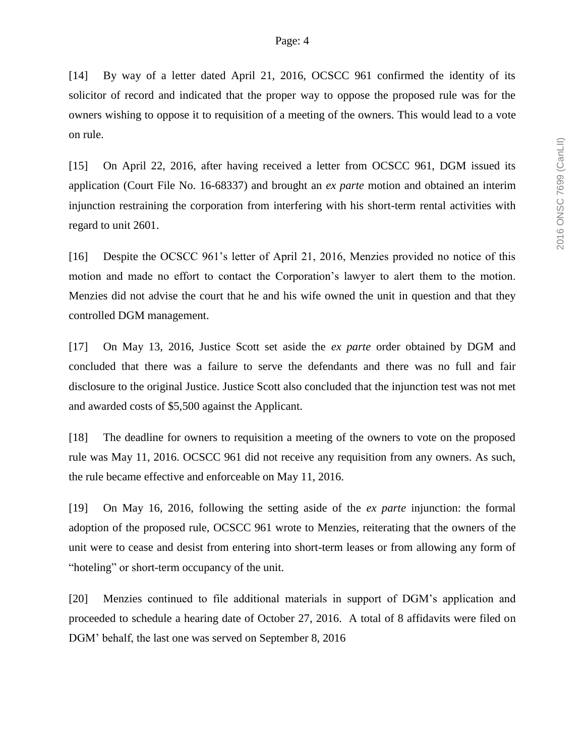[14] By way of a letter dated April 21, 2016, OCSCC 961 confirmed the identity of its solicitor of record and indicated that the proper way to oppose the proposed rule was for the owners wishing to oppose it to requisition of a meeting of the owners. This would lead to a vote on rule.

[15] On April 22, 2016, after having received a letter from OCSCC 961, DGM issued its application (Court File No. 16-68337) and brought an *ex parte* motion and obtained an interim injunction restraining the corporation from interfering with his short-term rental activities with regard to unit 2601.

[16] Despite the OCSCC 961's letter of April 21, 2016, Menzies provided no notice of this motion and made no effort to contact the Corporation's lawyer to alert them to the motion. Menzies did not advise the court that he and his wife owned the unit in question and that they controlled DGM management.

[17] On May 13, 2016, Justice Scott set aside the *ex parte* order obtained by DGM and concluded that there was a failure to serve the defendants and there was no full and fair disclosure to the original Justice. Justice Scott also concluded that the injunction test was not met and awarded costs of $5,500 against the Applicant.

[18] The deadline for owners to requisition a meeting of the owners to vote on the proposed rule was May 11, 2016. OCSCC 961 did not receive any requisition from any owners. As such, the rule became effective and enforceable on May 11, 2016.

[19] On May 16, 2016, following the setting aside of the *ex parte* injunction: the formal adoption of the proposed rule, OCSCC 961 wrote to Menzies, reiterating that the owners of the unit were to cease and desist from entering into short-term leases or from allowing any form of "hoteling" or short-term occupancy of the unit.

[20] Menzies continued to file additional materials in support of DGM's application and proceeded to schedule a hearing date of October 27, 2016. A total of 8 affidavits were filed on DGM' behalf, the last one was served on September 8, 2016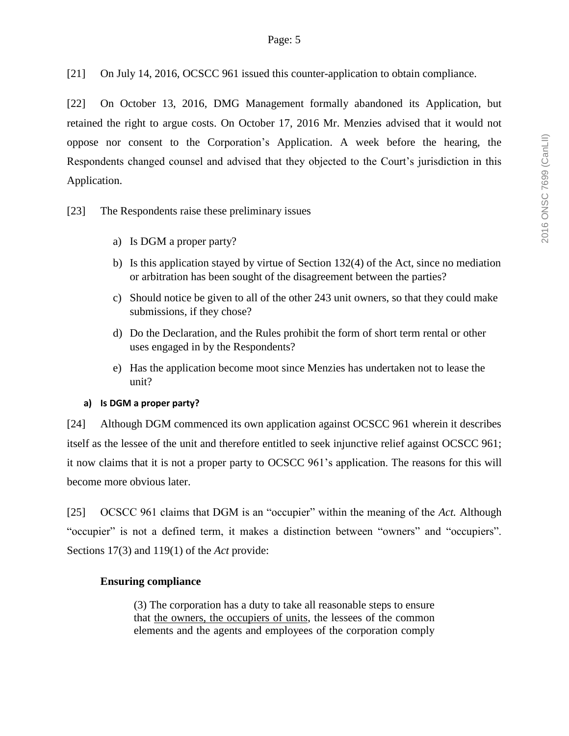[21] On July 14, 2016, OCSCC 961 issued this counter-application to obtain compliance.

[22] On October 13, 2016, DMG Management formally abandoned its Application, but retained the right to argue costs. On October 17, 2016 Mr. Menzies advised that it would not oppose nor consent to the Corporation's Application. A week before the hearing, the Respondents changed counsel and advised that they objected to the Court's jurisdiction in this Application.

[23] The Respondents raise these preliminary issues

a) Is DGM a proper party?

b) Is this application stayed by virtue of Section 132(4) of the Act, since no mediation or arbitration has been sought of the disagreement between the parties?

c) Should notice be given to all of the other 243 unit owners, so that they could make submissions, if they chose?

d) Do the Declaration, and the Rules prohibit the form of short term rental or other uses engaged in by the Respondents?

e) Has the application become moot since Menzies has undertaken not to lease the unit?

**a) Is DGM a proper party?**

[24] Although DGM commenced its own application against OCSCC 961 wherein it describes itself as the lessee of the unit and therefore entitled to seek injunctive relief against OCSCC 961; it now claims that it is not a proper party to OCSCC 961's application. The reasons for this will become more obvious later.

[25] OCSCC 961 claims that DGM is an "occupier" within the meaning of the *Act.* Although "occupier" is not a defined term, it makes a distinction between "owners" and "occupiers". Sections 17(3) and 119(1) of the *Act* provide:

**Ensuring compliance**

> (3) The corporation has a duty to take all reasonable steps to ensure that <u>the owners, the occupiers of units</u>, the lessees of the common elements and the agents and employees of the corporation comply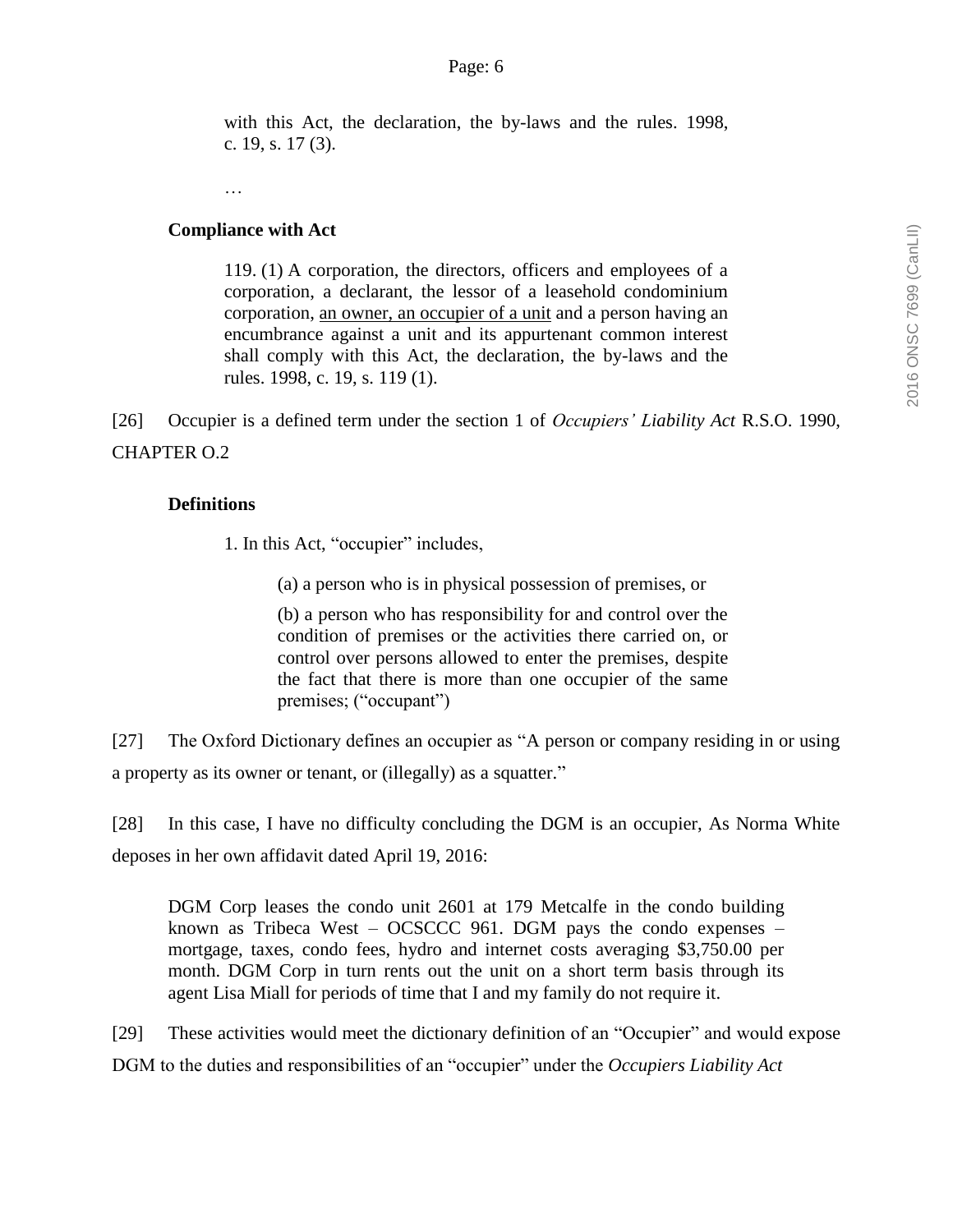with this Act, the declaration, the by-laws and the rules. 1998, c. 19, s. 17 (3).

…

**Compliance with Act**

> 119. (1) A corporation, the directors, officers and employees of a corporation, a declarant, the lessor of a leasehold condominium corporation, <u>an owner, an occupier of a unit</u> and a person having an encumbrance against a unit and its appurtenant common interest shall comply with this Act, the declaration, the by-laws and the rules. 1998, c. 19, s. 119 (1).

[26] Occupier is a defined term under the section 1 of *Occupiers' Liability Act* R.S.O. 1990, CHAPTER O.2

**Definitions**

> 1. In this Act, "occupier" includes,
>
> (a) a person who is in physical possession of premises, or
>
> (b) a person who has responsibility for and control over the condition of premises or the activities there carried on, or control over persons allowed to enter the premises, despite the fact that there is more than one occupier of the same premises; ("occupant")

[27] The Oxford Dictionary defines an occupier as "A person or company residing in or using a property as its owner or tenant, or (illegally) as a squatter."

[28] In this case, I have no difficulty concluding the DGM is an occupier, As Norma White deposes in her own affidavit dated April 19, 2016:

> DGM Corp leases the condo unit 2601 at 179 Metcalfe in the condo building known as Tribeca West – OCSCCC 961. DGM pays the condo expenses – mortgage, taxes, condo fees, hydro and internet costs averaging $3,750.00 per month. DGM Corp in turn rents out the unit on a short term basis through its agent Lisa Miall for periods of time that I and my family do not require it.

[29] These activities would meet the dictionary definition of an "Occupier" and would expose DGM to the duties and responsibilities of an "occupier" under the *Occupiers Liability Act*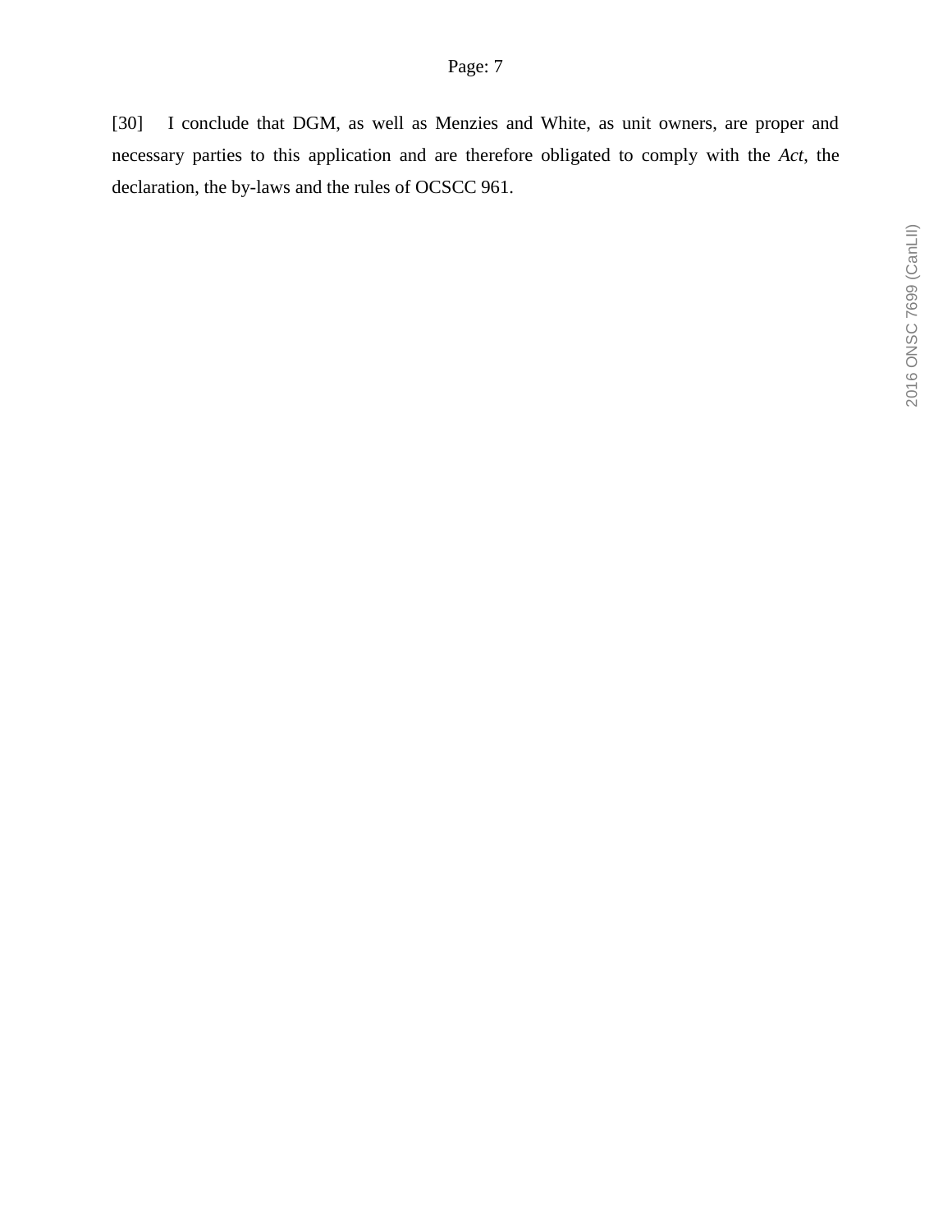[30] I conclude that DGM, as well as Menzies and White, as unit owners, are proper and necessary parties to this application and are therefore obligated to comply with the *Act*, the declaration, the by-laws and the rules of OCSCC 961.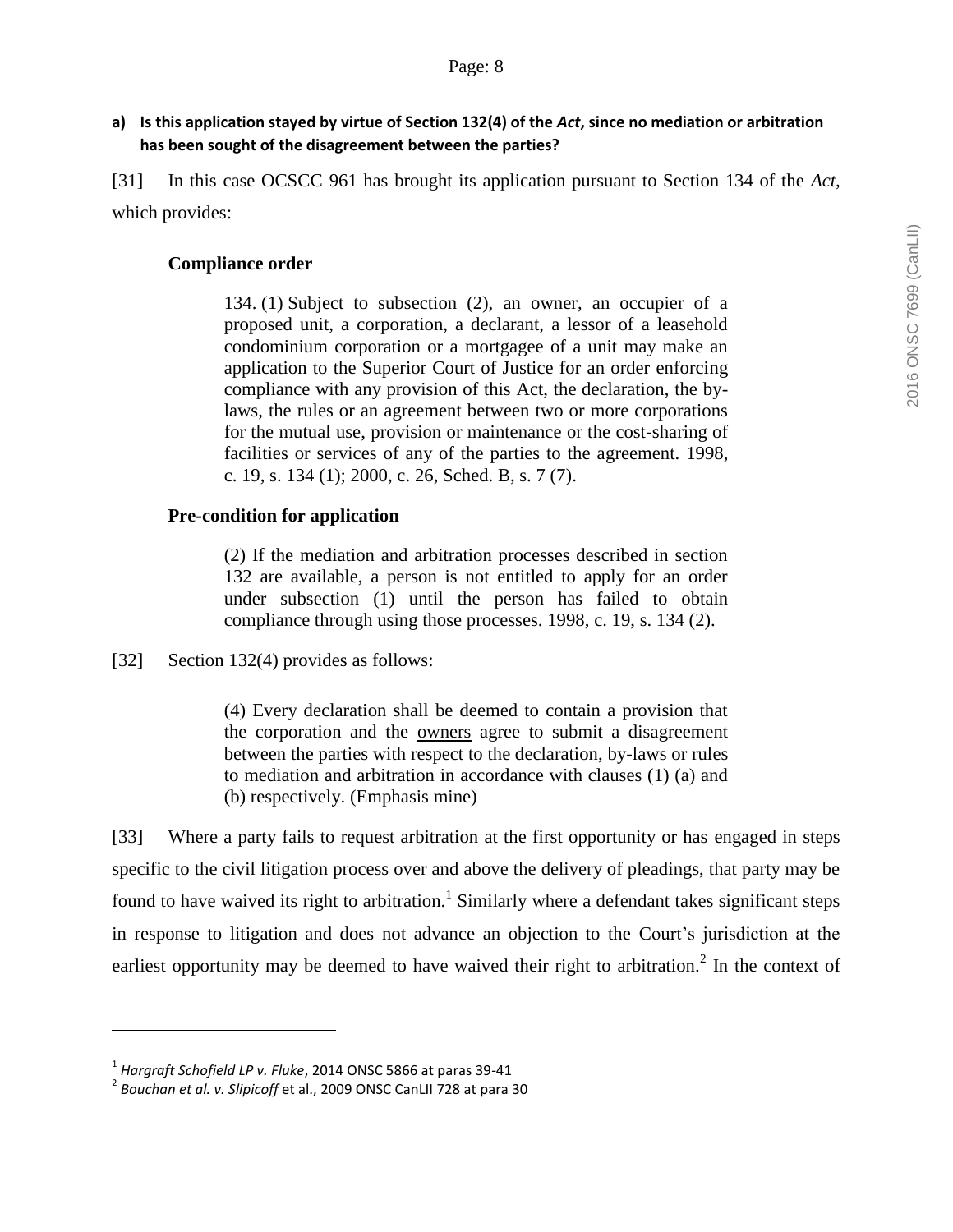**a) Is this application stayed by virtue of Section 132(4) of the *Act*, since no mediation or arbitration has been sought of the disagreement between the parties?**

[31] In this case OCSCC 961 has brought its application pursuant to Section 134 of the *Act*, which provides:

> **Compliance order**
>
> 134. (1) Subject to subsection (2), an owner, an occupier of a proposed unit, a corporation, a declarant, a lessor of a leasehold condominium corporation or a mortgagee of a unit may make an application to the Superior Court of Justice for an order enforcing compliance with any provision of this Act, the declaration, the by-laws, the rules or an agreement between two or more corporations for the mutual use, provision or maintenance or the cost-sharing of facilities or services of any of the parties to the agreement. 1998, c. 19, s. 134 (1); 2000, c. 26, Sched. B, s. 7 (7).
>
> **Pre-condition for application**
>
> (2) If the mediation and arbitration processes described in section 132 are available, a person is not entitled to apply for an order under subsection (1) until the person has failed to obtain compliance through using those processes. 1998, c. 19, s. 134 (2).

[32] Section 132(4) provides as follows:

> (4) Every declaration shall be deemed to contain a provision that the corporation and the <u>owners</u> agree to submit a disagreement between the parties with respect to the declaration, by-laws or rules to mediation and arbitration in accordance with clauses (1) (a) and (b) respectively. (Emphasis mine)

[33] Where a party fails to request arbitration at the first opportunity or has engaged in steps specific to the civil litigation process over and above the delivery of pleadings, that party may be found to have waived its right to arbitration.[1] Similarly where a defendant takes significant steps in response to litigation and does not advance an objection to the Court's jurisdiction at the earliest opportunity may be deemed to have waived their right to arbitration.[2] In the context of

---

[1] *Hargraft Schofield LP v. Fluke*, 2014 ONSC 5866 at paras 39-41

[2] *Bouchan et al. v. Slipicoff* et al., 2009 ONSC CanLII 728 at para 30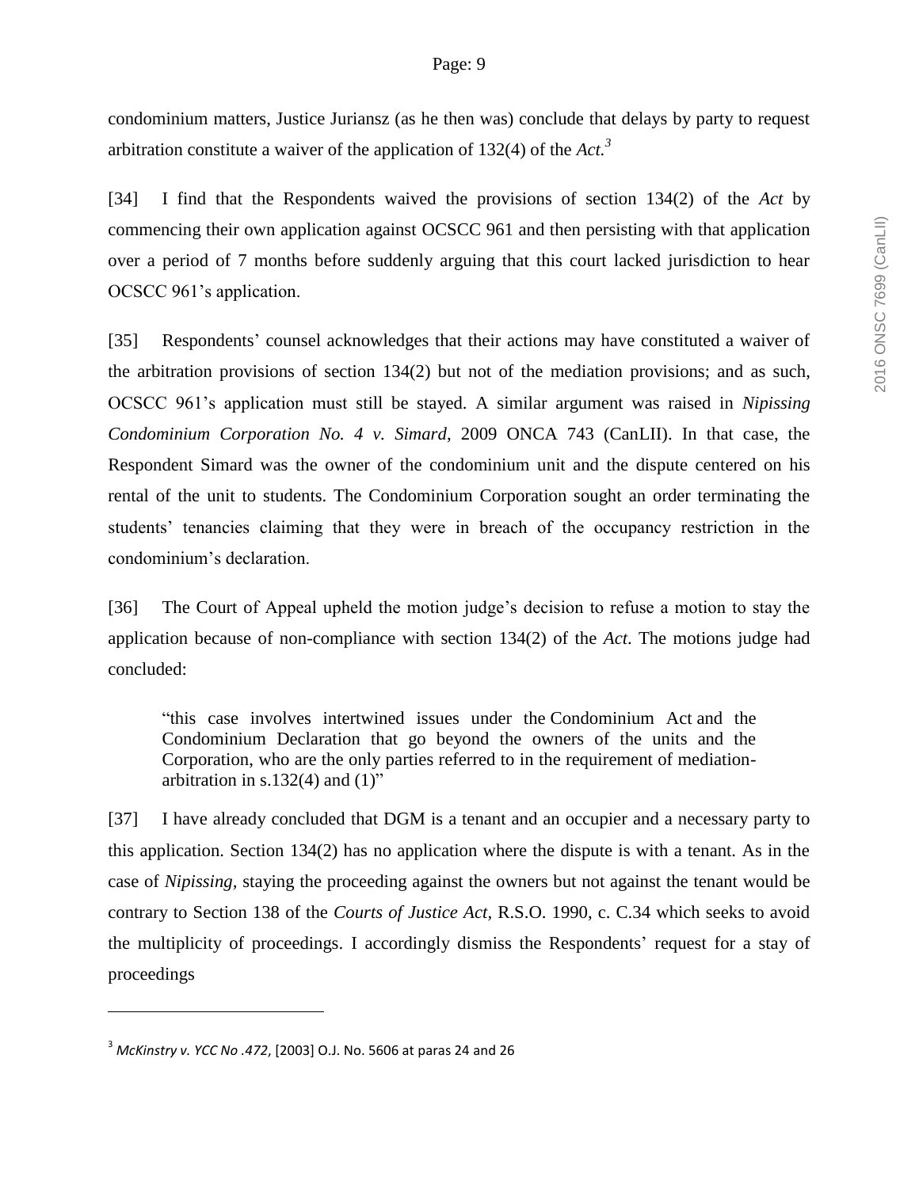condominium matters, Justice Juriansz (as he then was) conclude that delays by party to request arbitration constitute a waiver of the application of 132(4) of the *Act*.[3]

[34] I find that the Respondents waived the provisions of section 134(2) of the *Act* by commencing their own application against OCSCC 961 and then persisting with that application over a period of 7 months before suddenly arguing that this court lacked jurisdiction to hear OCSCC 961's application.

[35] Respondents' counsel acknowledges that their actions may have constituted a waiver of the arbitration provisions of section 134(2) but not of the mediation provisions; and as such, OCSCC 961's application must still be stayed. A similar argument was raised in *Nipissing Condominium Corporation No. 4 v. Simard*, 2009 ONCA 743 (CanLII). In that case, the Respondent Simard was the owner of the condominium unit and the dispute centered on his rental of the unit to students. The Condominium Corporation sought an order terminating the students' tenancies claiming that they were in breach of the occupancy restriction in the condominium's declaration.

[36] The Court of Appeal upheld the motion judge's decision to refuse a motion to stay the application because of non-compliance with section 134(2) of the *Act*. The motions judge had concluded:

> "this case involves intertwined issues under the Condominium Act and the Condominium Declaration that go beyond the owners of the units and the Corporation, who are the only parties referred to in the requirement of mediation-arbitration in s.132(4) and (1)"

[37] I have already concluded that DGM is a tenant and an occupier and a necessary party to this application. Section 134(2) has no application where the dispute is with a tenant. As in the case of *Nipissing*, staying the proceeding against the owners but not against the tenant would be contrary to Section 138 of the *Courts of Justice Act*, R.S.O. 1990, c. C.34 which seeks to avoid the multiplicity of proceedings. I accordingly dismiss the Respondents' request for a stay of proceedings

---

[3] *McKinstry v. YCC No .472*, [2003] O.J. No. 5606 at paras 24 and 26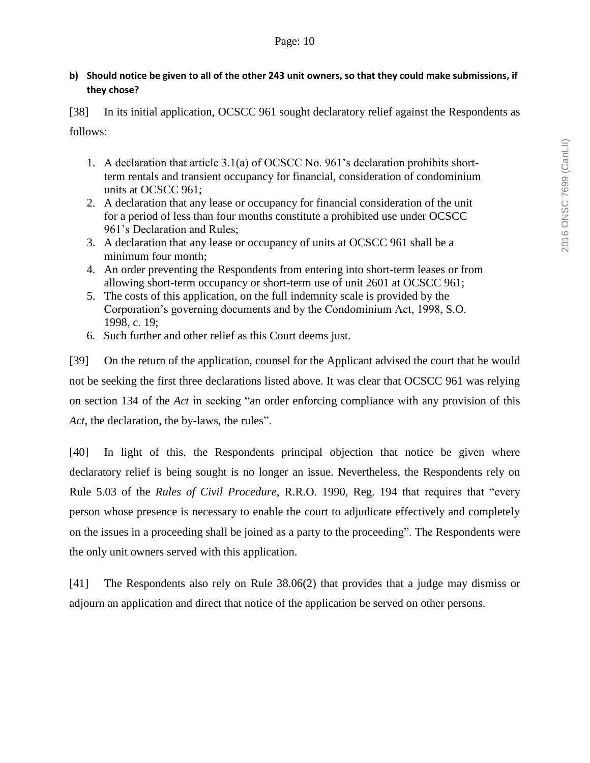**b) Should notice be given to all of the other 243 unit owners, so that they could make submissions, if they chose?**

[38] In its initial application, OCSCC 961 sought declaratory relief against the Respondents as follows:

1. A declaration that article 3.1(a) of OCSCC No. 961's declaration prohibits short-term rentals and transient occupancy for financial, consideration of condominium units at OCSCC 961;
2. A declaration that any lease or occupancy for financial consideration of the unit for a period of less than four months constitute a prohibited use under OCSCC 961's Declaration and Rules;
3. A declaration that any lease or occupancy of units at OCSCC 961 shall be a minimum four month;
4. An order preventing the Respondents from entering into short-term leases or from allowing short-term occupancy or short-term use of unit 2601 at OCSCC 961;
5. The costs of this application, on the full indemnity scale is provided by the Corporation's governing documents and by the Condominium Act, 1998, S.O. 1998, c. 19;
6. Such further and other relief as this Court deems just.

[39] On the return of the application, counsel for the Applicant advised the court that he would not be seeking the first three declarations listed above. It was clear that OCSCC 961 was relying on section 134 of the *Act* in seeking "an order enforcing compliance with any provision of this *Act*, the declaration, the by-laws, the rules".

[40] In light of this, the Respondents principal objection that notice be given where declaratory relief is being sought is no longer an issue. Nevertheless, the Respondents rely on Rule 5.03 of the *Rules of Civil Procedure*, R.R.O. 1990, Reg. 194 that requires that "every person whose presence is necessary to enable the court to adjudicate effectively and completely on the issues in a proceeding shall be joined as a party to the proceeding". The Respondents were the only unit owners served with this application.

[41] The Respondents also rely on Rule 38.06(2) that provides that a judge may dismiss or adjourn an application and direct that notice of the application be served on other persons.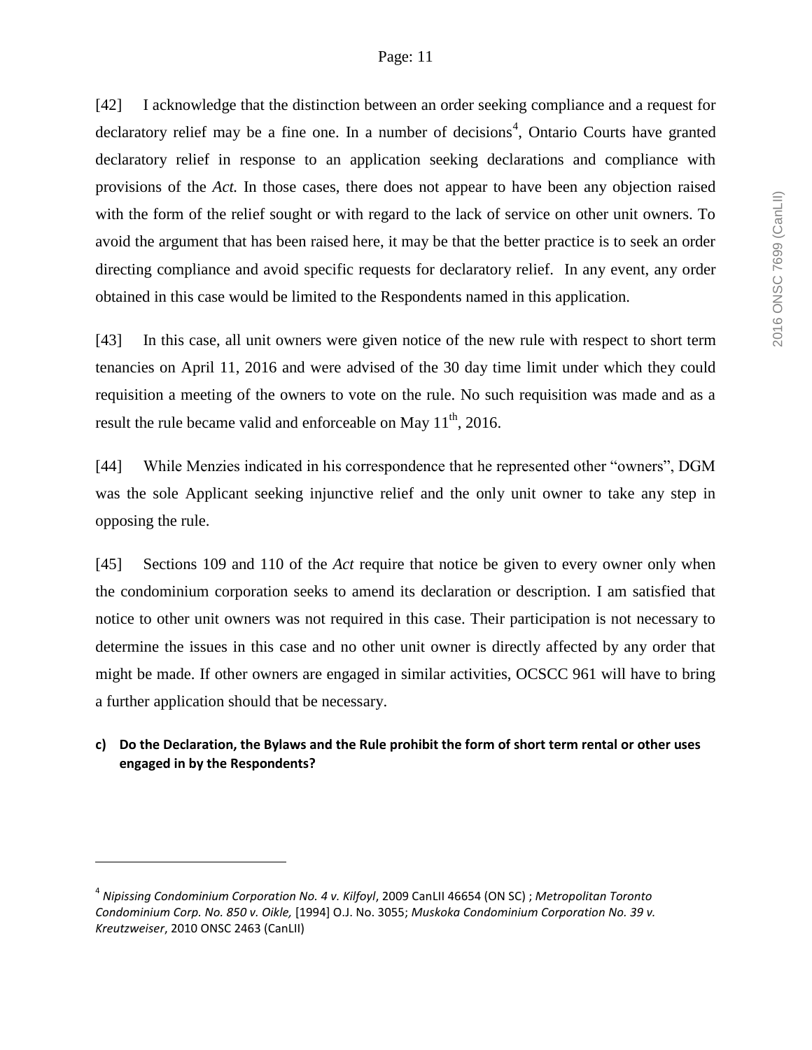[42] I acknowledge that the distinction between an order seeking compliance and a request for declaratory relief may be a fine one. In a number of decisions[4], Ontario Courts have granted declaratory relief in response to an application seeking declarations and compliance with provisions of the *Act.* In those cases, there does not appear to have been any objection raised with the form of the relief sought or with regard to the lack of service on other unit owners. To avoid the argument that has been raised here, it may be that the better practice is to seek an order directing compliance and avoid specific requests for declaratory relief. In any event, any order obtained in this case would be limited to the Respondents named in this application.

[43] In this case, all unit owners were given notice of the new rule with respect to short term tenancies on April 11, 2016 and were advised of the 30 day time limit under which they could requisition a meeting of the owners to vote on the rule. No such requisition was made and as a result the rule became valid and enforceable on May 11th, 2016.

[44] While Menzies indicated in his correspondence that he represented other "owners", DGM was the sole Applicant seeking injunctive relief and the only unit owner to take any step in opposing the rule.

[45] Sections 109 and 110 of the *Act* require that notice be given to every owner only when the condominium corporation seeks to amend its declaration or description. I am satisfied that notice to other unit owners was not required in this case. Their participation is not necessary to determine the issues in this case and no other unit owner is directly affected by any order that might be made. If other owners are engaged in similar activities, OCSCC 961 will have to bring a further application should that be necessary.

**c) Do the Declaration, the Bylaws and the Rule prohibit the form of short term rental or other uses engaged in by the Respondents?**

---

[4] *Nipissing Condominium Corporation No. 4 v. Kilfoyl*, 2009 CanLII 46654 (ON SC) ; *Metropolitan Toronto Condominium Corp. No. 850 v. Oikle,* [1994] O.J. No. 3055; *Muskoka Condominium Corporation No. 39 v. Kreutzweiser*, 2010 ONSC 2463 (CanLII)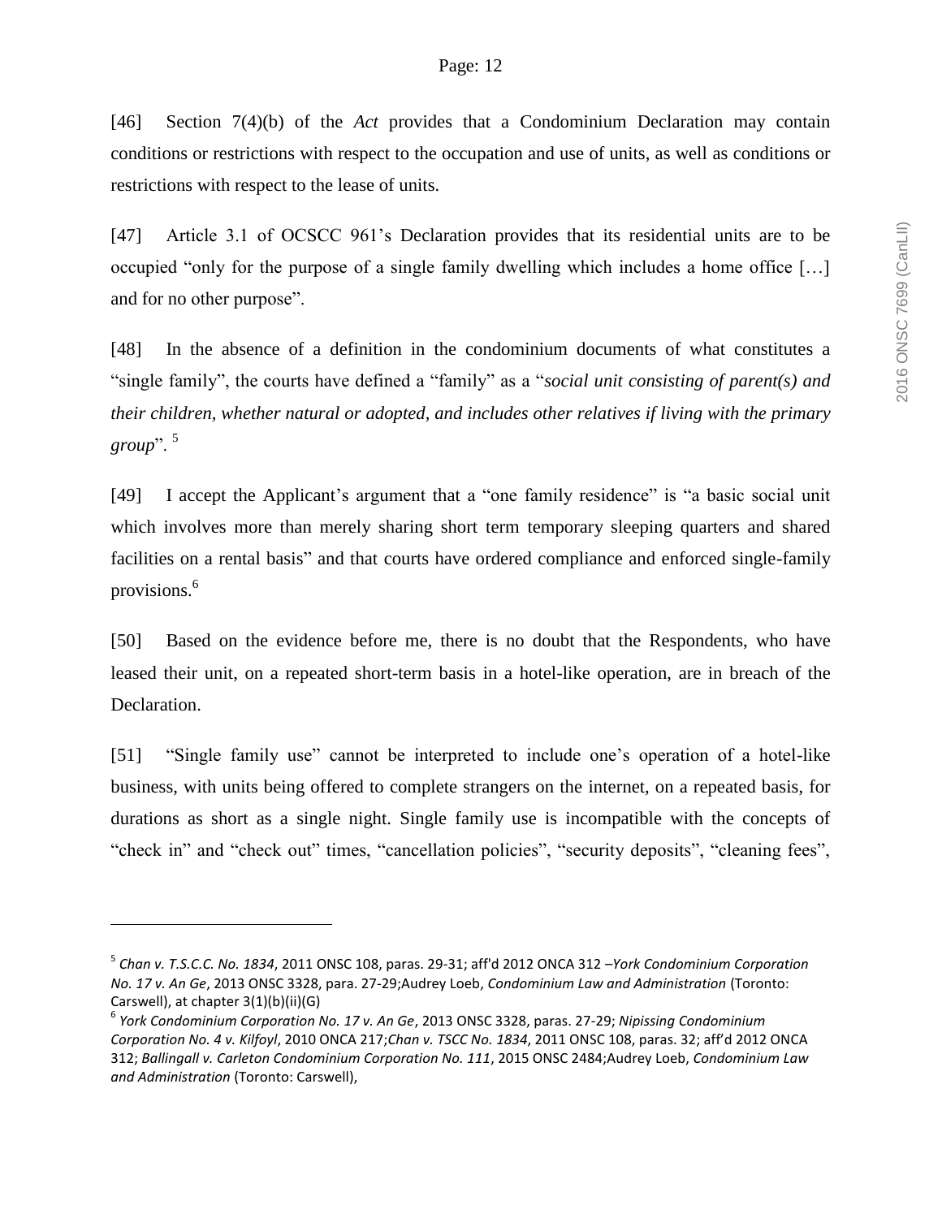[46] Section 7(4)(b) of the *Act* provides that a Condominium Declaration may contain conditions or restrictions with respect to the occupation and use of units, as well as conditions or restrictions with respect to the lease of units.

[47] Article 3.1 of OCSCC 961's Declaration provides that its residential units are to be occupied "only for the purpose of a single family dwelling which includes a home office […] and for no other purpose".

[48] In the absence of a definition in the condominium documents of what constitutes a "single family", the courts have defined a "family" as a "*social unit consisting of parent(s) and their children, whether natural or adopted, and includes other relatives if living with the primary group*".[5]

[49] I accept the Applicant's argument that a "one family residence" is "a basic social unit which involves more than merely sharing short term temporary sleeping quarters and shared facilities on a rental basis" and that courts have ordered compliance and enforced single-family provisions.[6]

[50] Based on the evidence before me, there is no doubt that the Respondents, who have leased their unit, on a repeated short-term basis in a hotel-like operation, are in breach of the Declaration.

[51] "Single family use" cannot be interpreted to include one's operation of a hotel-like business, with units being offered to complete strangers on the internet, on a repeated basis, for durations as short as a single night. Single family use is incompatible with the concepts of "check in" and "check out" times, "cancellation policies", "security deposits", "cleaning fees",

---

[5] *Chan v. T.S.C.C. No. 1834*, 2011 ONSC 108, paras. 29-31; aff'd 2012 ONCA 312 –*York Condominium Corporation No. 17 v. An Ge*, 2013 ONSC 3328, para. 27-29;Audrey Loeb, *Condominium Law and Administration* (Toronto: Carswell), at chapter 3(1)(b)(ii)(G)

[6] *York Condominium Corporation No. 17 v. An Ge*, 2013 ONSC 3328, paras. 27-29; *Nipissing Condominium Corporation No. 4 v. Kilfoyl*, 2010 ONCA 217;*Chan v. TSCC No. 1834*, 2011 ONSC 108, paras. 32; aff'd 2012 ONCA 312; *Ballingall v. Carleton Condominium Corporation No. 111*, 2015 ONSC 2484;Audrey Loeb, *Condominium Law and Administration* (Toronto: Carswell),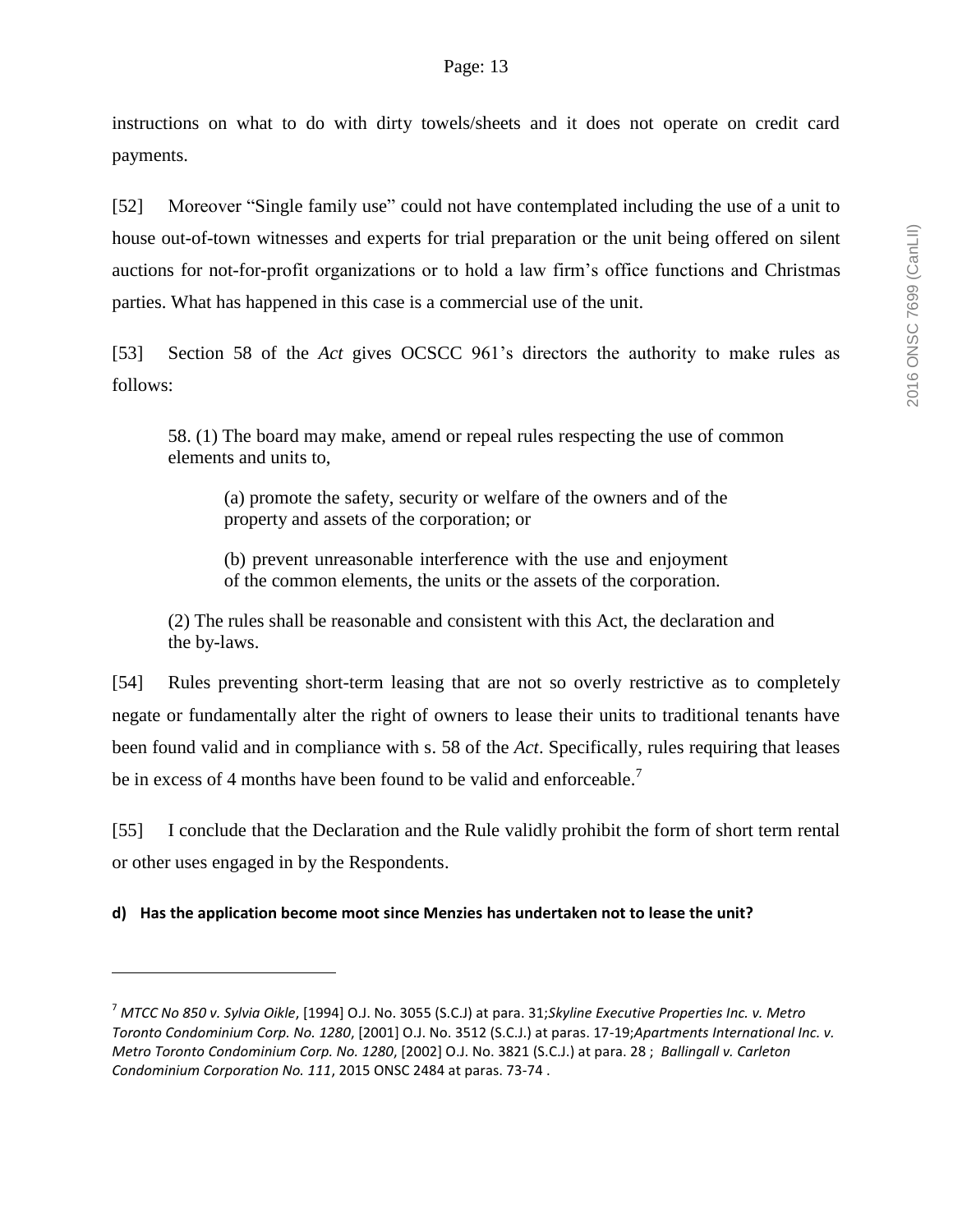instructions on what to do with dirty towels/sheets and it does not operate on credit card payments.

[52] Moreover "Single family use" could not have contemplated including the use of a unit to house out-of-town witnesses and experts for trial preparation or the unit being offered on silent auctions for not-for-profit organizations or to hold a law firm's office functions and Christmas parties. What has happened in this case is a commercial use of the unit.

[53] Section 58 of the *Act* gives OCSCC 961's directors the authority to make rules as follows:

> 58. (1) The board may make, amend or repeal rules respecting the use of common elements and units to,
>
> > (a) promote the safety, security or welfare of the owners and of the property and assets of the corporation; or
> >
> > (b) prevent unreasonable interference with the use and enjoyment of the common elements, the units or the assets of the corporation.
>
> (2) The rules shall be reasonable and consistent with this Act, the declaration and the by-laws.

[54] Rules preventing short-term leasing that are not so overly restrictive as to completely negate or fundamentally alter the right of owners to lease their units to traditional tenants have been found valid and in compliance with s. 58 of the *Act*. Specifically, rules requiring that leases be in excess of 4 months have been found to be valid and enforceable.[7]

[55] I conclude that the Declaration and the Rule validly prohibit the form of short term rental or other uses engaged in by the Respondents.

**d) Has the application become moot since Menzies has undertaken not to lease the unit?**

---

[7] *MTCC No 850 v. Sylvia Oikle*, [1994] O.J. No. 3055 (S.C.J) at para. 31;*Skyline Executive Properties Inc. v. Metro Toronto Condominium Corp. No. 1280*, [2001] O.J. No. 3512 (S.C.J.) at paras. 17-19;*Apartments International Inc. v. Metro Toronto Condominium Corp. No. 1280*, [2002] O.J. No. 3821 (S.C.J.) at para. 28 ; *Ballingall v. Carleton Condominium Corporation No. 111*, 2015 ONSC 2484 at paras. 73-74 .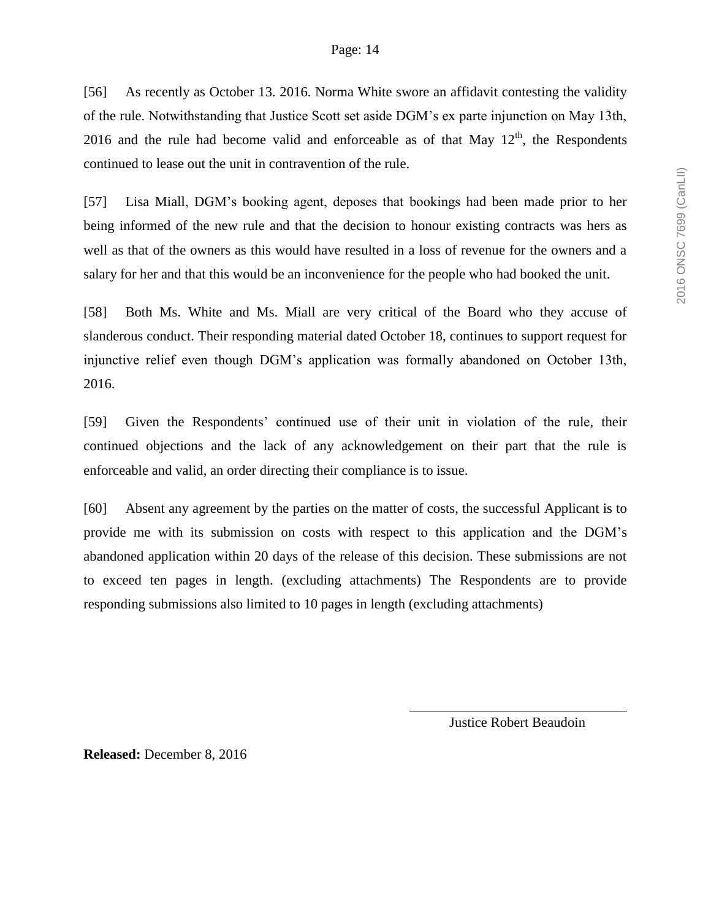[56] As recently as October 13. 2016. Norma White swore an affidavit contesting the validity of the rule. Notwithstanding that Justice Scott set aside DGM's ex parte injunction on May 13th, 2016 and the rule had become valid and enforceable as of that May 12th, the Respondents continued to lease out the unit in contravention of the rule.

[57] Lisa Miall, DGM's booking agent, deposes that bookings had been made prior to her being informed of the new rule and that the decision to honour existing contracts was hers as well as that of the owners as this would have resulted in a loss of revenue for the owners and a salary for her and that this would be an inconvenience for the people who had booked the unit.

[58] Both Ms. White and Ms. Miall are very critical of the Board who they accuse of slanderous conduct. Their responding material dated October 18, continues to support request for injunctive relief even though DGM's application was formally abandoned on October 13th, 2016.

[59] Given the Respondents' continued use of their unit in violation of the rule, their continued objections and the lack of any acknowledgement on their part that the rule is enforceable and valid, an order directing their compliance is to issue.

[60] Absent any agreement by the parties on the matter of costs, the successful Applicant is to provide me with its submission on costs with respect to this application and the DGM's abandoned application within 20 days of the release of this decision. These submissions are not to exceed ten pages in length. (excluding attachments) The Respondents are to provide responding submissions also limited to 10 pages in length (excluding attachments)

Justice Robert Beaudoin

**Released:** December 8, 2016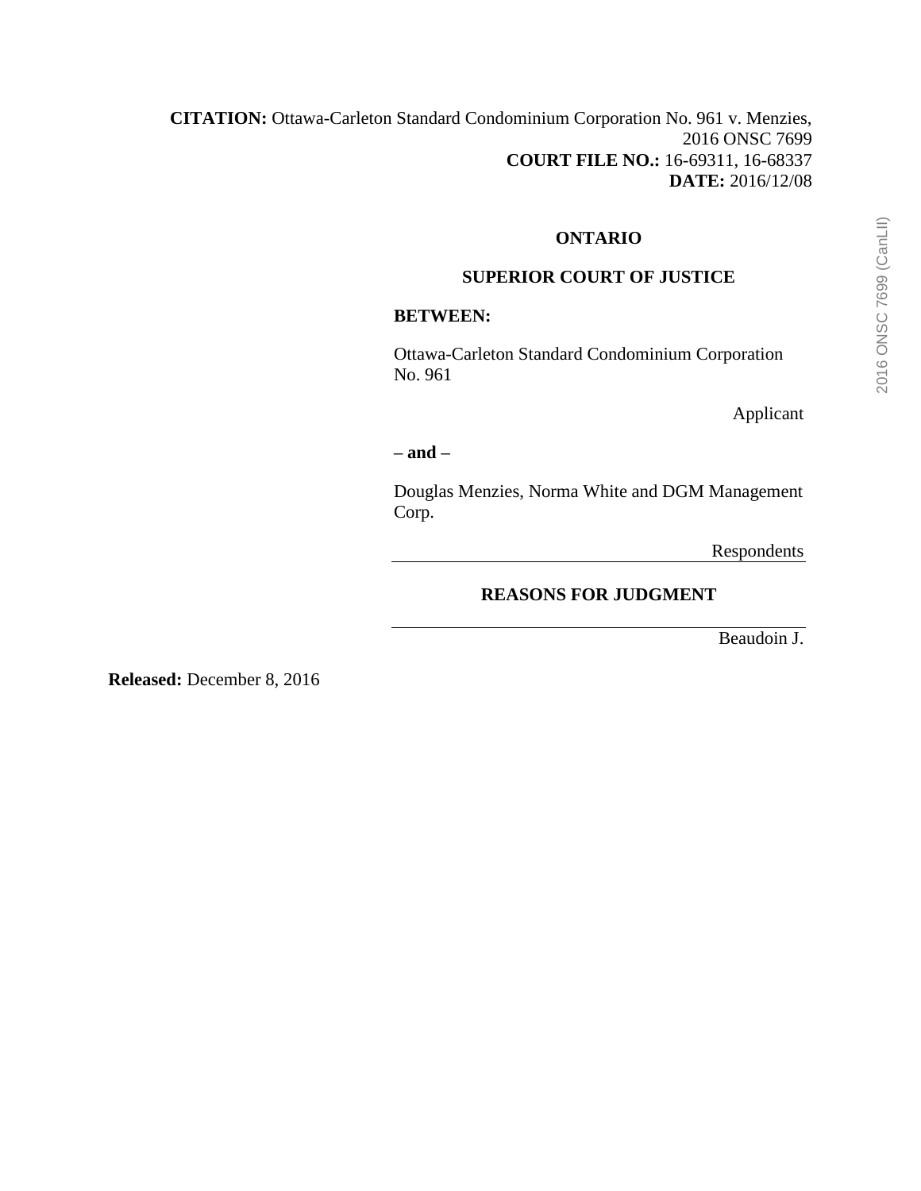**CITATION:** Ottawa-Carleton Standard Condominium Corporation No. 961 v. Menzies, 2016 ONSC 7699
**COURT FILE NO.:** 16-69311, 16-68337
**DATE:** 2016/12/08

**ONTARIO**

**SUPERIOR COURT OF JUSTICE**

**BETWEEN:**

Ottawa-Carleton Standard Condominium Corporation No. 961

Applicant

**– and –**

Douglas Menzies, Norma White and DGM Management Corp.

Respondents

**REASONS FOR JUDGMENT**

Beaudoin J.

**Released:** December 8, 2016